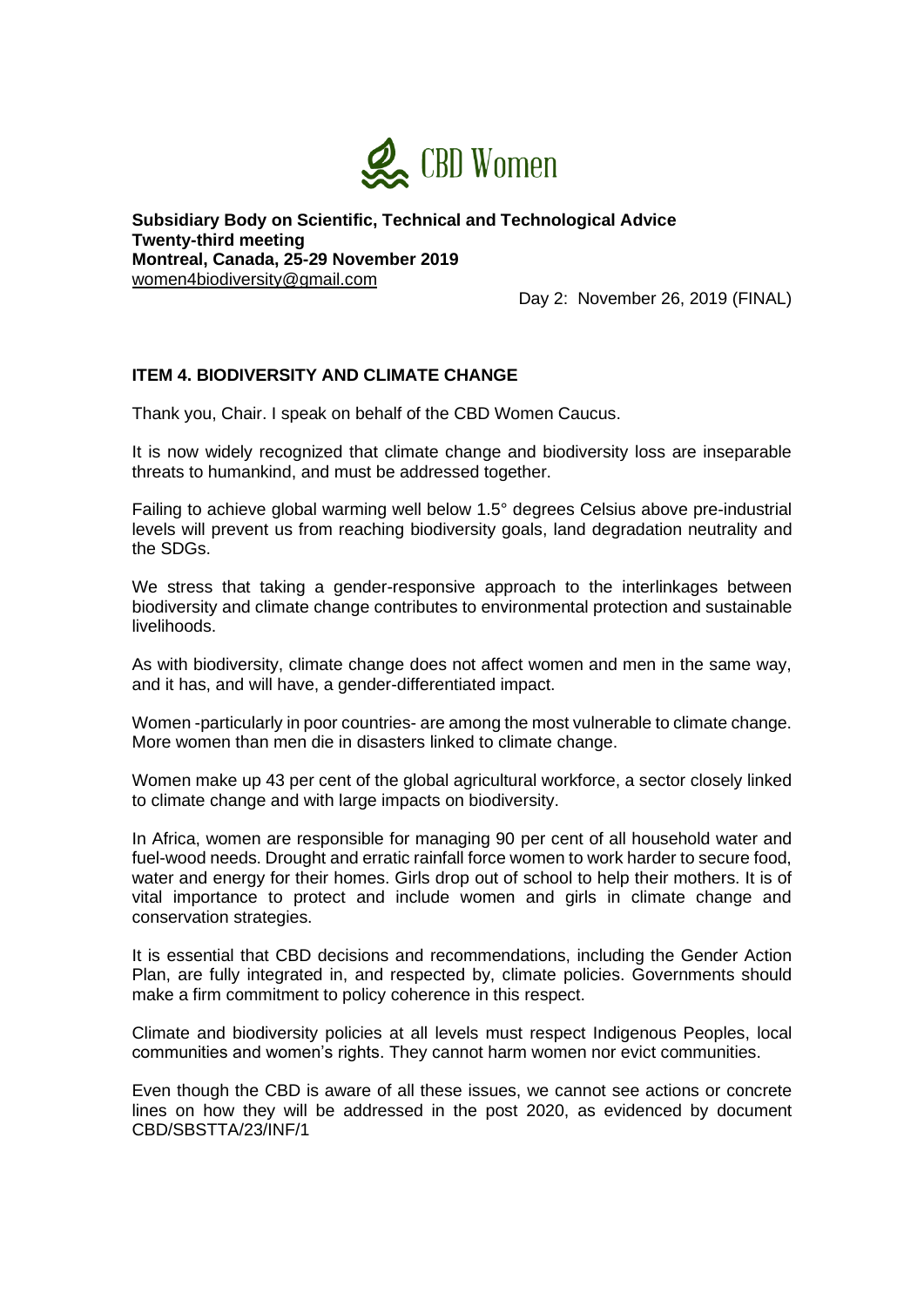CBD Women

**Subsidiary Body on Scientific, Technical and Technological Advice**
**Twenty-third meeting**
**Montreal, Canada, 25-29 November 2019**
women4biodiversity@gmail.com

Day 2: November 26, 2019 (FINAL)

## ITEM 4. BIODIVERSITY AND CLIMATE CHANGE

Thank you, Chair. I speak on behalf of the CBD Women Caucus.

It is now widely recognized that climate change and biodiversity loss are inseparable threats to humankind, and must be addressed together.

Failing to achieve global warming well below 1.5° degrees Celsius above pre-industrial levels will prevent us from reaching biodiversity goals, land degradation neutrality and the SDGs.

We stress that taking a gender-responsive approach to the interlinkages between biodiversity and climate change contributes to environmental protection and sustainable livelihoods.

As with biodiversity, climate change does not affect women and men in the same way, and it has, and will have, a gender-differentiated impact.

Women -particularly in poor countries- are among the most vulnerable to climate change. More women than men die in disasters linked to climate change.

Women make up 43 per cent of the global agricultural workforce, a sector closely linked to climate change and with large impacts on biodiversity.

In Africa, women are responsible for managing 90 per cent of all household water and fuel-wood needs. Drought and erratic rainfall force women to work harder to secure food, water and energy for their homes. Girls drop out of school to help their mothers. It is of vital importance to protect and include women and girls in climate change and conservation strategies.

It is essential that CBD decisions and recommendations, including the Gender Action Plan, are fully integrated in, and respected by, climate policies. Governments should make a firm commitment to policy coherence in this respect.

Climate and biodiversity policies at all levels must respect Indigenous Peoples, local communities and women's rights. They cannot harm women nor evict communities.

Even though the CBD is aware of all these issues, we cannot see actions or concrete lines on how they will be addressed in the post 2020, as evidenced by document CBD/SBSTTA/23/INF/1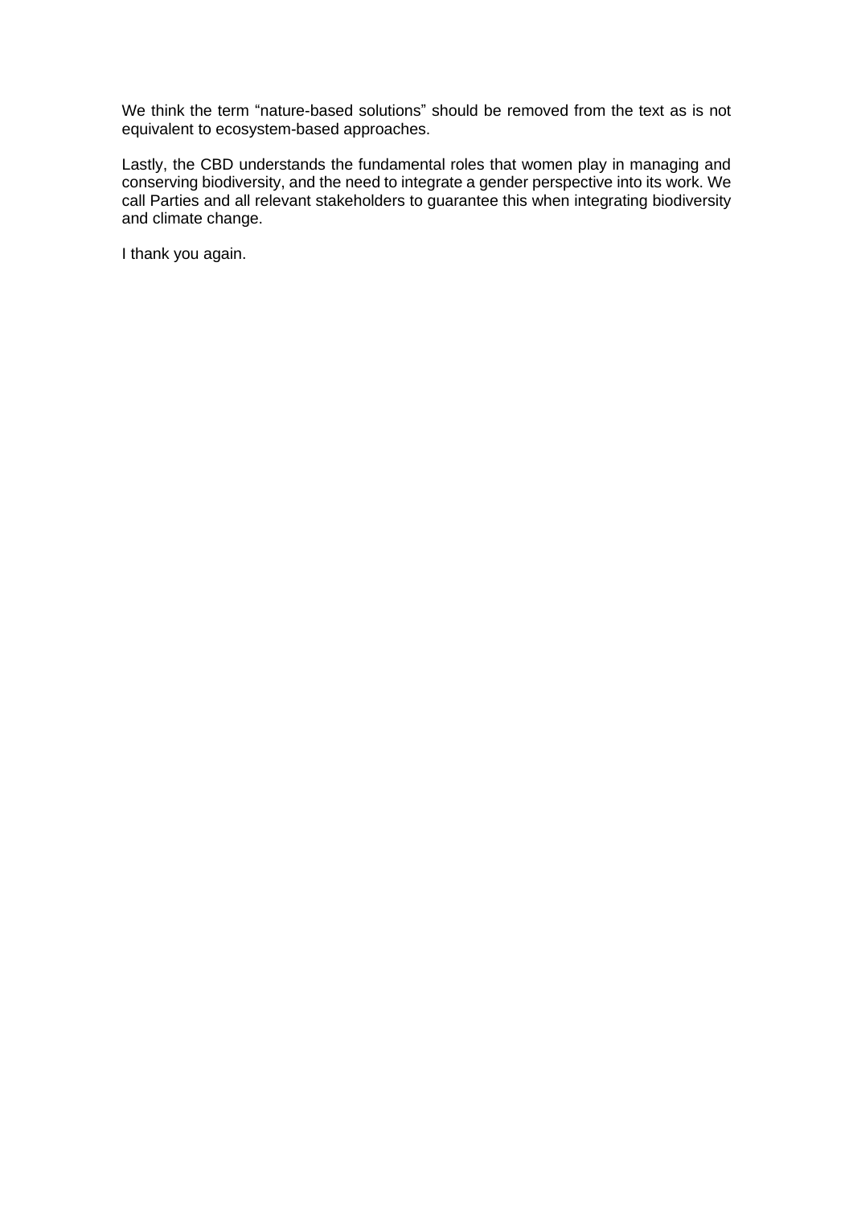We think the term "nature-based solutions" should be removed from the text as is not equivalent to ecosystem-based approaches.

Lastly, the CBD understands the fundamental roles that women play in managing and conserving biodiversity, and the need to integrate a gender perspective into its work. We call Parties and all relevant stakeholders to guarantee this when integrating biodiversity and climate change.

I thank you again.